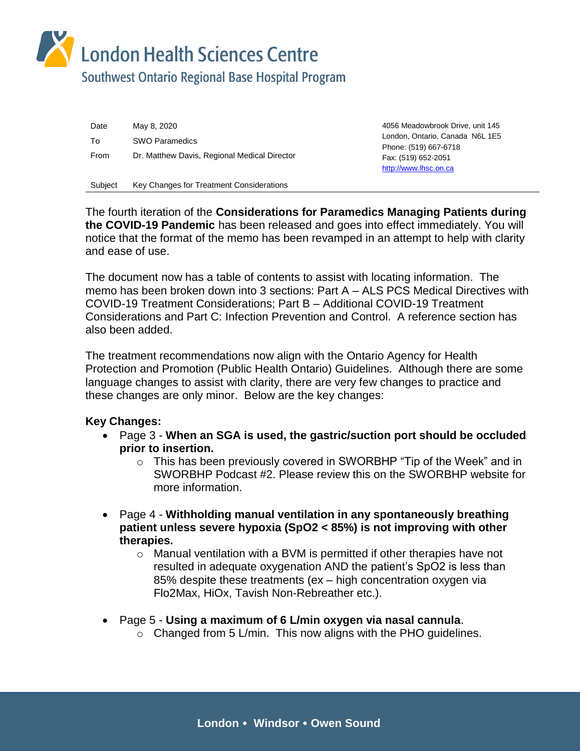# London Health Sciences Centre

## Southwest Ontario Regional Base Hospital Program

| | |
|---|---|
| Date | May 8, 2020 |
| To | SWO Paramedics |
| From | Dr. Matthew Davis, Regional Medical Director |
| Subject | Key Changes for Treatment Considerations |

4056 Meadowbrook Drive, unit 145
London, Ontario, Canada N6L 1E5
Phone: (519) 667-6718
Fax: (519) 652-2051
http://www.lhsc.on.ca

---

The fourth iteration of the **Considerations for Paramedics Managing Patients during the COVID-19 Pandemic** has been released and goes into effect immediately. You will notice that the format of the memo has been revamped in an attempt to help with clarity and ease of use.

The document now has a table of contents to assist with locating information. The memo has been broken down into 3 sections: Part A – ALS PCS Medical Directives with COVID-19 Treatment Considerations; Part B – Additional COVID-19 Treatment Considerations and Part C: Infection Prevention and Control. A reference section has also been added.

The treatment recommendations now align with the Ontario Agency for Health Protection and Promotion (Public Health Ontario) Guidelines. Although there are some language changes to assist with clarity, there are very few changes to practice and these changes are only minor. Below are the key changes:

**Key Changes:**

- Page 3 - **When an SGA is used, the gastric/suction port should be occluded prior to insertion.**
  - This has been previously covered in SWORBHP "Tip of the Week" and in SWORBHP Podcast #2. Please review this on the SWORBHP website for more information.

- Page 4 - **Withholding manual ventilation in any spontaneously breathing patient unless severe hypoxia (SpO2 < 85%) is not improving with other therapies.**
  - Manual ventilation with a BVM is permitted if other therapies have not resulted in adequate oxygenation AND the patient's SpO2 is less than 85% despite these treatments (ex – high concentration oxygen via Flo2Max, HiOx, Tavish Non-Rebreather etc.).

- Page 5 - **Using a maximum of 6 L/min oxygen via nasal cannula**.
  - Changed from 5 L/min. This now aligns with the PHO guidelines.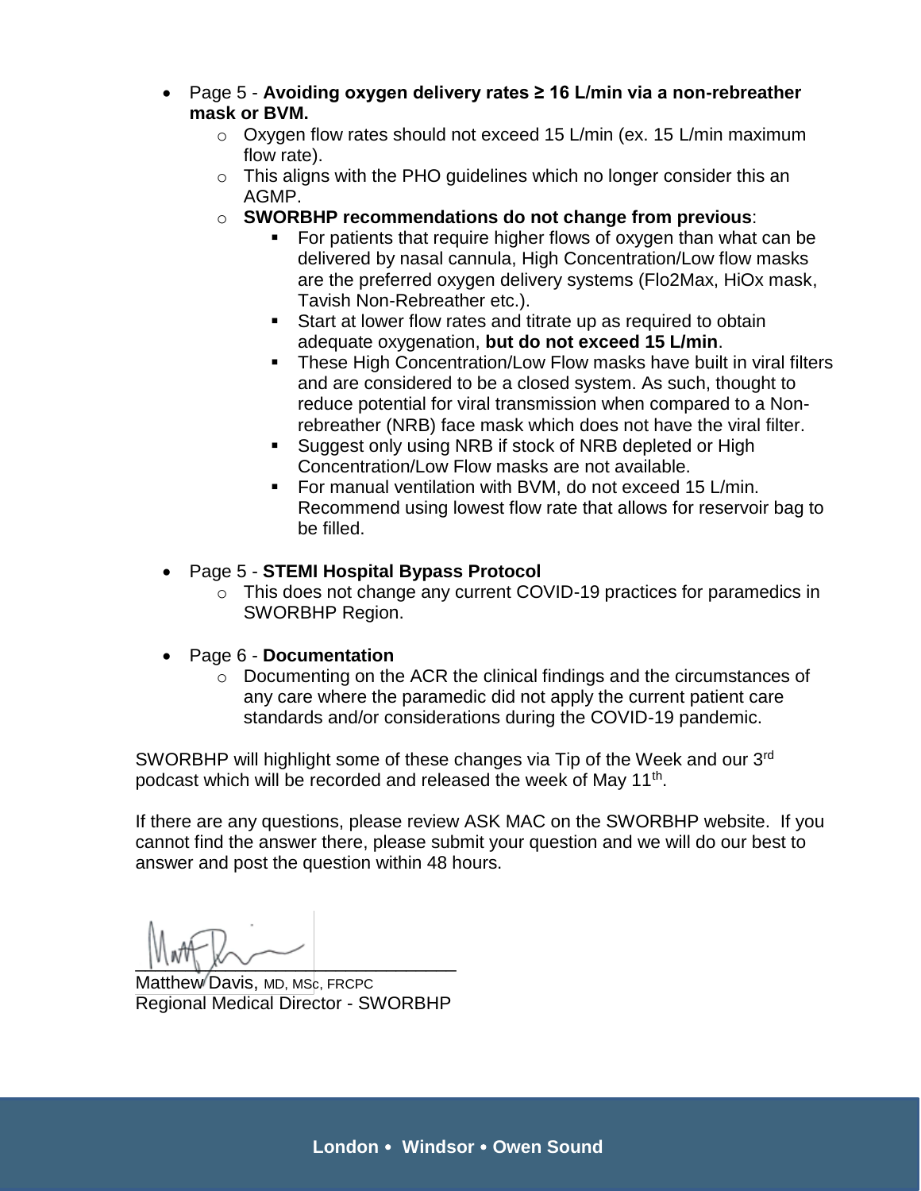- Page 5 - **Avoiding oxygen delivery rates ≥ 16 L/min via a non-rebreather mask or BVM.**
  - Oxygen flow rates should not exceed 15 L/min (ex. 15 L/min maximum flow rate).
  - This aligns with the PHO guidelines which no longer consider this an AGMP.
  - **SWORBHP recommendations do not change from previous**:
    - For patients that require higher flows of oxygen than what can be delivered by nasal cannula, High Concentration/Low flow masks are the preferred oxygen delivery systems (Flo2Max, HiOx mask, Tavish Non-Rebreather etc.).
    - Start at lower flow rates and titrate up as required to obtain adequate oxygenation, **but do not exceed 15 L/min**.
    - These High Concentration/Low Flow masks have built in viral filters and are considered to be a closed system. As such, thought to reduce potential for viral transmission when compared to a Non-rebreather (NRB) face mask which does not have the viral filter.
    - Suggest only using NRB if stock of NRB depleted or High Concentration/Low Flow masks are not available.
    - For manual ventilation with BVM, do not exceed 15 L/min. Recommend using lowest flow rate that allows for reservoir bag to be filled.

- Page 5 - **STEMI Hospital Bypass Protocol**
  - This does not change any current COVID-19 practices for paramedics in SWORBHP Region.

- Page 6 - **Documentation**
  - Documenting on the ACR the clinical findings and the circumstances of any care where the paramedic did not apply the current patient care standards and/or considerations during the COVID-19 pandemic.

SWORBHP will highlight some of these changes via Tip of the Week and our 3rd podcast which will be recorded and released the week of May 11th.

If there are any questions, please review ASK MAC on the SWORBHP website. If you cannot find the answer there, please submit your question and we will do our best to answer and post the question within 48 hours.

\_\_\_\_\_\_\_\_\_\_\_\_\_\_\_\_\_\_\_\_\_\_\_\_\_\_\_\_\_\_

Matthew Davis, MD, MSc, FRCPC
Regional Medical Director - SWORBHP

**London • Windsor • Owen Sound**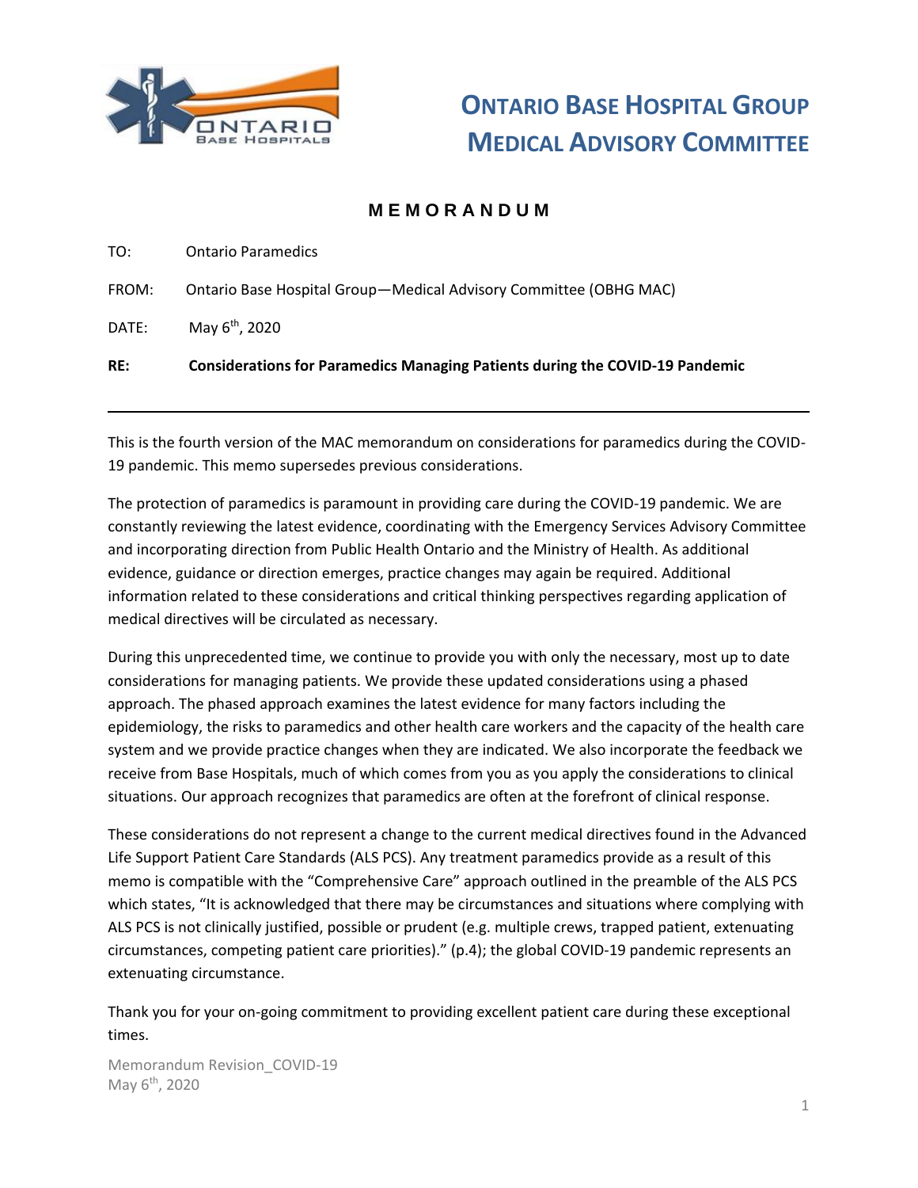# ONTARIO BASE HOSPITAL GROUP MEDICAL ADVISORY COMMITTEE

**M E M O R A N D U M**

TO: Ontario Paramedics

FROM: Ontario Base Hospital Group—Medical Advisory Committee (OBHG MAC)

DATE: May 6th, 2020

**RE: Considerations for Paramedics Managing Patients during the COVID-19 Pandemic**

---

This is the fourth version of the MAC memorandum on considerations for paramedics during the COVID-19 pandemic. This memo supersedes previous considerations.

The protection of paramedics is paramount in providing care during the COVID-19 pandemic. We are constantly reviewing the latest evidence, coordinating with the Emergency Services Advisory Committee and incorporating direction from Public Health Ontario and the Ministry of Health. As additional evidence, guidance or direction emerges, practice changes may again be required. Additional information related to these considerations and critical thinking perspectives regarding application of medical directives will be circulated as necessary.

During this unprecedented time, we continue to provide you with only the necessary, most up to date considerations for managing patients. We provide these updated considerations using a phased approach. The phased approach examines the latest evidence for many factors including the epidemiology, the risks to paramedics and other health care workers and the capacity of the health care system and we provide practice changes when they are indicated. We also incorporate the feedback we receive from Base Hospitals, much of which comes from you as you apply the considerations to clinical situations. Our approach recognizes that paramedics are often at the forefront of clinical response.

These considerations do not represent a change to the current medical directives found in the Advanced Life Support Patient Care Standards (ALS PCS). Any treatment paramedics provide as a result of this memo is compatible with the "Comprehensive Care" approach outlined in the preamble of the ALS PCS which states, "It is acknowledged that there may be circumstances and situations where complying with ALS PCS is not clinically justified, possible or prudent (e.g. multiple crews, trapped patient, extenuating circumstances, competing patient care priorities)." (p.4); the global COVID-19 pandemic represents an extenuating circumstance.

Thank you for your on-going commitment to providing excellent patient care during these exceptional times.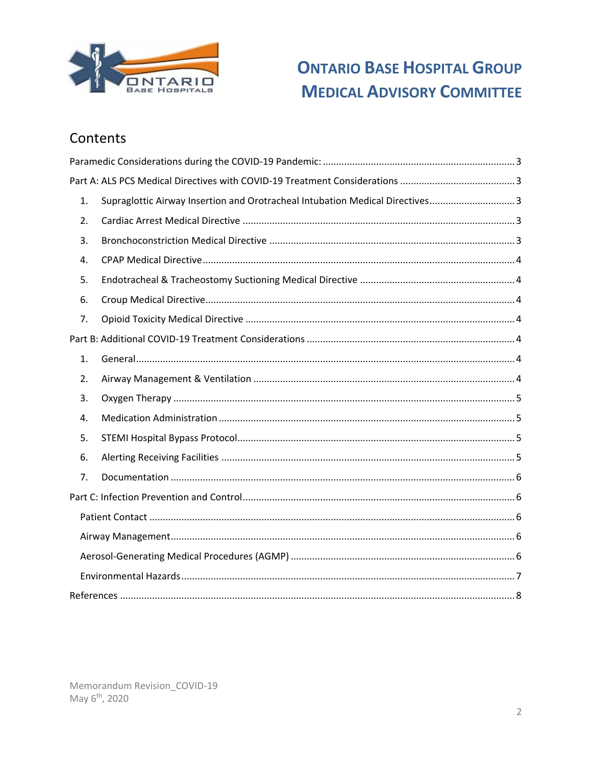# ONTARIO BASE HOSPITAL GROUP
# MEDICAL ADVISORY COMMITTEE

## Contents

Paramedic Considerations during the COVID-19 Pandemic: ........ 3

Part A: ALS PCS Medical Directives with COVID-19 Treatment Considerations ........ 3

1. Supraglottic Airway Insertion and Orotracheal Intubation Medical Directives ........ 3
2. Cardiac Arrest Medical Directive ........ 3
3. Bronchoconstriction Medical Directive ........ 3
4. CPAP Medical Directive ........ 4
5. Endotracheal & Tracheostomy Suctioning Medical Directive ........ 4
6. Croup Medical Directive ........ 4
7. Opioid Toxicity Medical Directive ........ 4

Part B: Additional COVID-19 Treatment Considerations ........ 4

1. General ........ 4
2. Airway Management & Ventilation ........ 4
3. Oxygen Therapy ........ 5
4. Medication Administration ........ 5
5. STEMI Hospital Bypass Protocol ........ 5
6. Alerting Receiving Facilities ........ 5
7. Documentation ........ 6

Part C: Infection Prevention and Control ........ 6

- Patient Contact ........ 6
- Airway Management ........ 6
- Aerosol-Generating Medical Procedures (AGMP) ........ 6
- Environmental Hazards ........ 7

References ........ 8

Memorandum Revision_COVID-19
May 6th, 2020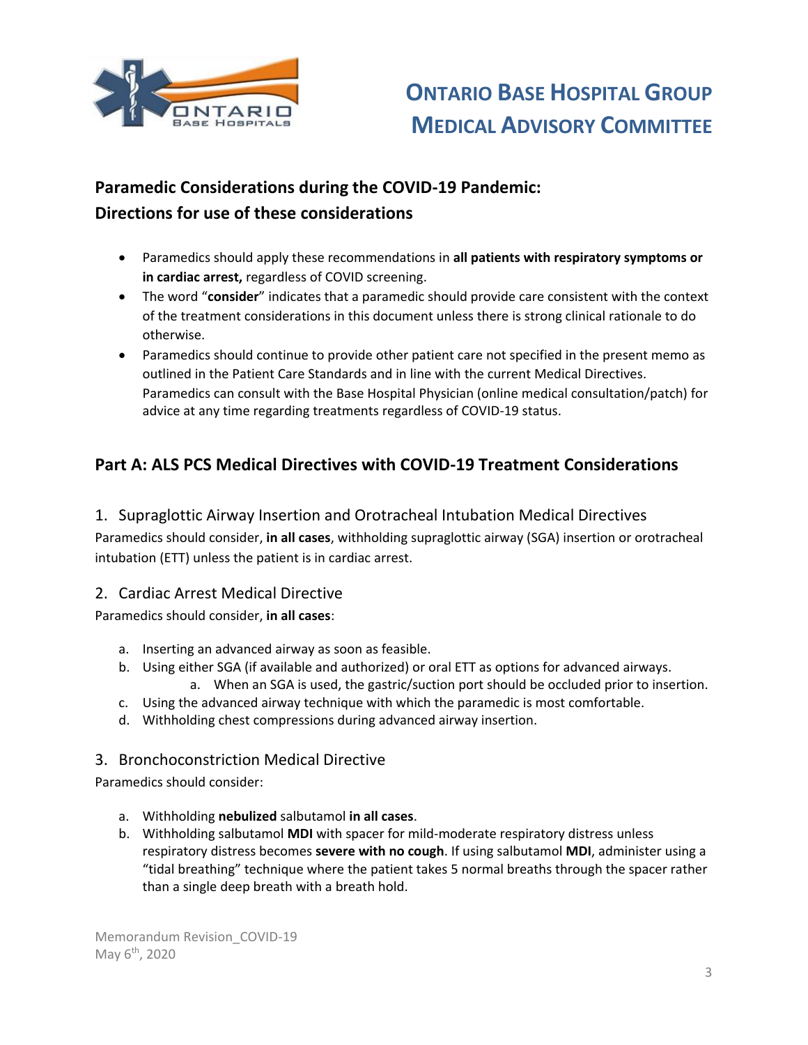# Ontario Base Hospital Group Medical Advisory Committee

## Paramedic Considerations during the COVID-19 Pandemic: Directions for use of these considerations

- Paramedics should apply these recommendations in **all patients with respiratory symptoms or in cardiac arrest,** regardless of COVID screening.
- The word "**consider**" indicates that a paramedic should provide care consistent with the context of the treatment considerations in this document unless there is strong clinical rationale to do otherwise.
- Paramedics should continue to provide other patient care not specified in the present memo as outlined in the Patient Care Standards and in line with the current Medical Directives. Paramedics can consult with the Base Hospital Physician (online medical consultation/patch) for advice at any time regarding treatments regardless of COVID-19 status.

## Part A: ALS PCS Medical Directives with COVID-19 Treatment Considerations

### 1. Supraglottic Airway Insertion and Orotracheal Intubation Medical Directives

Paramedics should consider, **in all cases**, withholding supraglottic airway (SGA) insertion or orotracheal intubation (ETT) unless the patient is in cardiac arrest.

### 2. Cardiac Arrest Medical Directive

Paramedics should consider, **in all cases**:

a. Inserting an advanced airway as soon as feasible.
b. Using either SGA (if available and authorized) or oral ETT as options for advanced airways.
   a. When an SGA is used, the gastric/suction port should be occluded prior to insertion.
c. Using the advanced airway technique with which the paramedic is most comfortable.
d. Withholding chest compressions during advanced airway insertion.

### 3. Bronchoconstriction Medical Directive

Paramedics should consider:

a. Withholding **nebulized** salbutamol **in all cases**.
b. Withholding salbutamol **MDI** with spacer for mild-moderate respiratory distress unless respiratory distress becomes **severe with no cough**. If using salbutamol **MDI**, administer using a "tidal breathing" technique where the patient takes 5 normal breaths through the spacer rather than a single deep breath with a breath hold.

Memorandum Revision_COVID-19
May 6th, 2020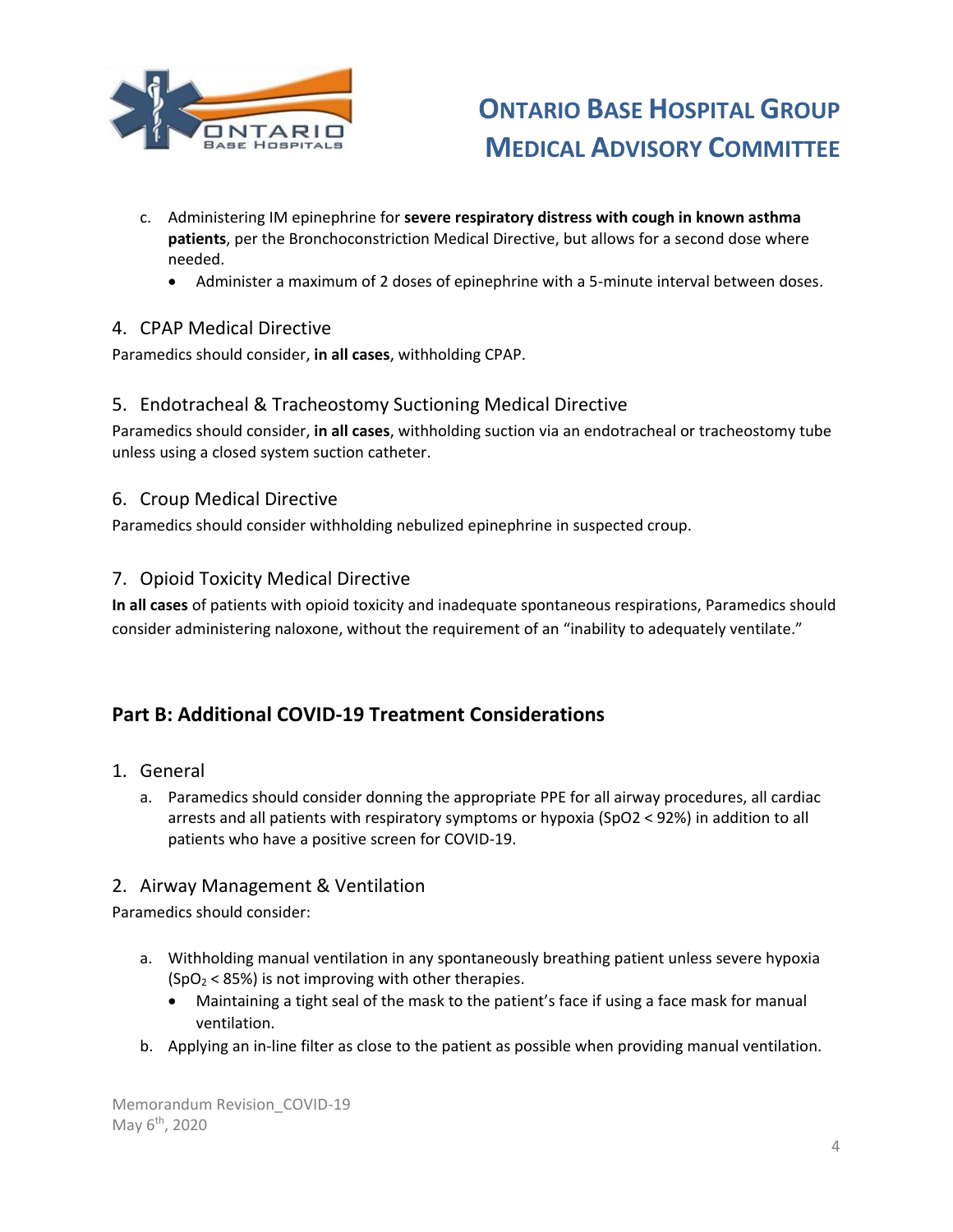c. Administering IM epinephrine for **severe respiratory distress with cough in known asthma patients**, per the Bronchoconstriction Medical Directive, but allows for a second dose where needed.
   - Administer a maximum of 2 doses of epinephrine with a 5-minute interval between doses.

### 4. CPAP Medical Directive

Paramedics should consider, **in all cases**, withholding CPAP.

### 5. Endotracheal & Tracheostomy Suctioning Medical Directive

Paramedics should consider, **in all cases**, withholding suction via an endotracheal or tracheostomy tube unless using a closed system suction catheter.

### 6. Croup Medical Directive

Paramedics should consider withholding nebulized epinephrine in suspected croup.

### 7. Opioid Toxicity Medical Directive

**In all cases** of patients with opioid toxicity and inadequate spontaneous respirations, Paramedics should consider administering naloxone, without the requirement of an "inability to adequately ventilate."

## Part B: Additional COVID-19 Treatment Considerations

### 1. General

a. Paramedics should consider donning the appropriate PPE for all airway procedures, all cardiac arrests and all patients with respiratory symptoms or hypoxia (SpO2 < 92%) in addition to all patients who have a positive screen for COVID-19.

### 2. Airway Management & Ventilation

Paramedics should consider:

a. Withholding manual ventilation in any spontaneously breathing patient unless severe hypoxia ($SpO_2$ < 85%) is not improving with other therapies.
   - Maintaining a tight seal of the mask to the patient's face if using a face mask for manual ventilation.

b. Applying an in-line filter as close to the patient as possible when providing manual ventilation.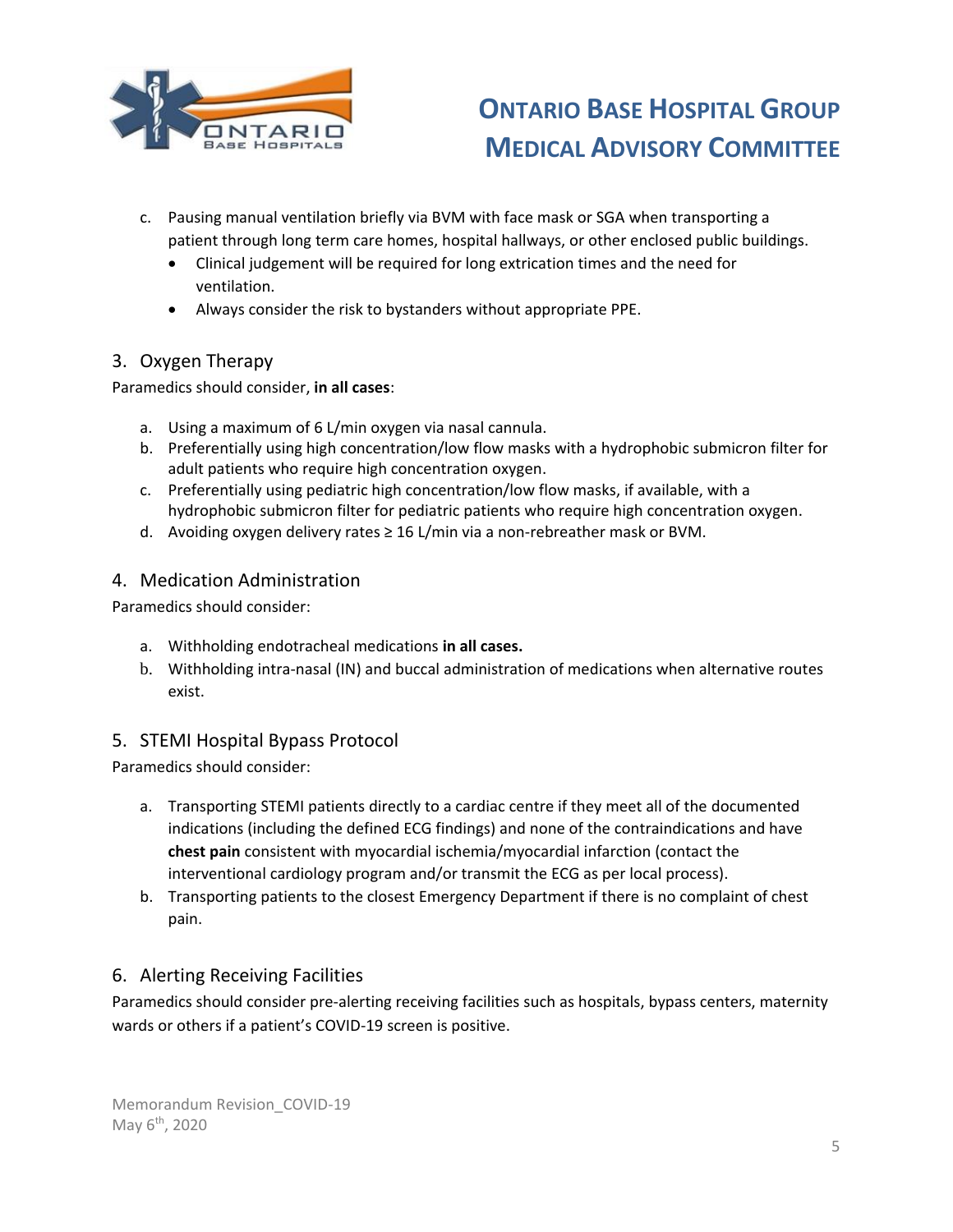c. Pausing manual ventilation briefly via BVM with face mask or SGA when transporting a patient through long term care homes, hospital hallways, or other enclosed public buildings.
    - Clinical judgement will be required for long extrication times and the need for ventilation.
    - Always consider the risk to bystanders without appropriate PPE.

## 3. Oxygen Therapy

Paramedics should consider, **in all cases**:

a. Using a maximum of 6 L/min oxygen via nasal cannula.
b. Preferentially using high concentration/low flow masks with a hydrophobic submicron filter for adult patients who require high concentration oxygen.
c. Preferentially using pediatric high concentration/low flow masks, if available, with a hydrophobic submicron filter for pediatric patients who require high concentration oxygen.
d. Avoiding oxygen delivery rates ≥ 16 L/min via a non-rebreather mask or BVM.

## 4. Medication Administration

Paramedics should consider:

a. Withholding endotracheal medications **in all cases.**
b. Withholding intra-nasal (IN) and buccal administration of medications when alternative routes exist.

## 5. STEMI Hospital Bypass Protocol

Paramedics should consider:

a. Transporting STEMI patients directly to a cardiac centre if they meet all of the documented indications (including the defined ECG findings) and none of the contraindications and have **chest pain** consistent with myocardial ischemia/myocardial infarction (contact the interventional cardiology program and/or transmit the ECG as per local process).
b. Transporting patients to the closest Emergency Department if there is no complaint of chest pain.

## 6. Alerting Receiving Facilities

Paramedics should consider pre-alerting receiving facilities such as hospitals, bypass centers, maternity wards or others if a patient's COVID-19 screen is positive.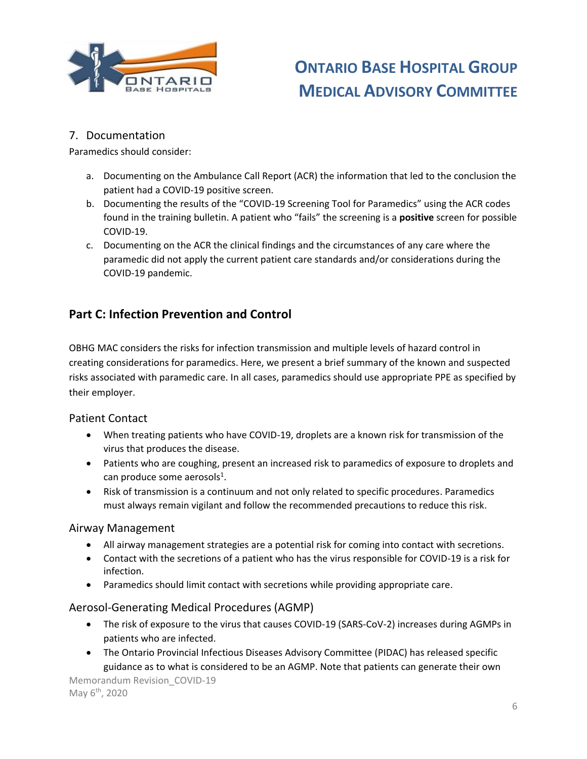### 7. Documentation

Paramedics should consider:

a. Documenting on the Ambulance Call Report (ACR) the information that led to the conclusion the patient had a COVID-19 positive screen.
b. Documenting the results of the "COVID-19 Screening Tool for Paramedics" using the ACR codes found in the training bulletin. A patient who "fails" the screening is a **positive** screen for possible COVID-19.
c. Documenting on the ACR the clinical findings and the circumstances of any care where the paramedic did not apply the current patient care standards and/or considerations during the COVID-19 pandemic.

## Part C: Infection Prevention and Control

OBHG MAC considers the risks for infection transmission and multiple levels of hazard control in creating considerations for paramedics. Here, we present a brief summary of the known and suspected risks associated with paramedic care. In all cases, paramedics should use appropriate PPE as specified by their employer.

### Patient Contact

- When treating patients who have COVID-19, droplets are a known risk for transmission of the virus that produces the disease.
- Patients who are coughing, present an increased risk to paramedics of exposure to droplets and can produce some aerosols[1].
- Risk of transmission is a continuum and not only related to specific procedures. Paramedics must always remain vigilant and follow the recommended precautions to reduce this risk.

### Airway Management

- All airway management strategies are a potential risk for coming into contact with secretions.
- Contact with the secretions of a patient who has the virus responsible for COVID-19 is a risk for infection.
- Paramedics should limit contact with secretions while providing appropriate care.

### Aerosol-Generating Medical Procedures (AGMP)

- The risk of exposure to the virus that causes COVID-19 (SARS-CoV-2) increases during AGMPs in patients who are infected.
- The Ontario Provincial Infectious Diseases Advisory Committee (PIDAC) has released specific guidance as to what is considered to be an AGMP. Note that patients can generate their own

Memorandum Revision_COVID-19
May 6th, 2020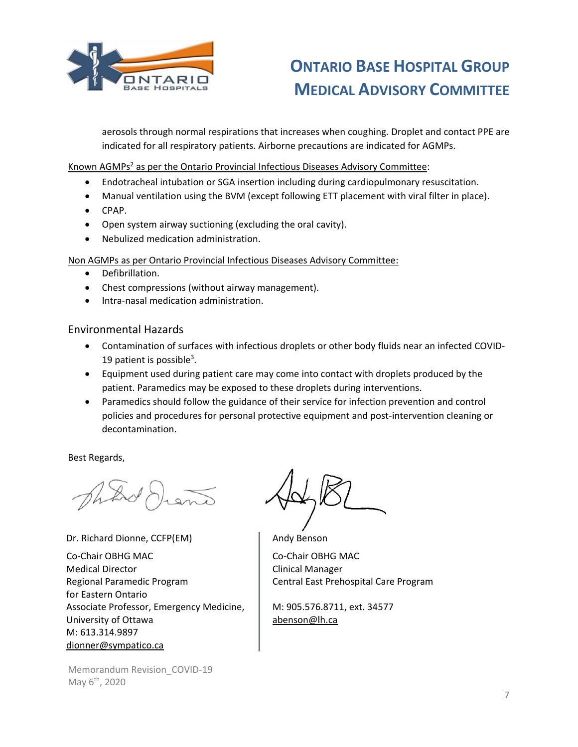aerosols through normal respirations that increases when coughing. Droplet and contact PPE are indicated for all respiratory patients. Airborne precautions are indicated for AGMPs.

Known AGMPs[2] as per the Ontario Provincial Infectious Diseases Advisory Committee:

- Endotracheal intubation or SGA insertion including during cardiopulmonary resuscitation.
- Manual ventilation using the BVM (except following ETT placement with viral filter in place).
- CPAP.
- Open system airway suctioning (excluding the oral cavity).
- Nebulized medication administration.

Non AGMPs as per Ontario Provincial Infectious Diseases Advisory Committee:

- Defibrillation.
- Chest compressions (without airway management).
- Intra-nasal medication administration.

## Environmental Hazards

- Contamination of surfaces with infectious droplets or other body fluids near an infected COVID-19 patient is possible[3].
- Equipment used during patient care may come into contact with droplets produced by the patient. Paramedics may be exposed to these droplets during interventions.
- Paramedics should follow the guidance of their service for infection prevention and control policies and procedures for personal protective equipment and post-intervention cleaning or decontamination.

Best Regards,

Dr. Richard Dionne, CCFP(EM)

Co-Chair OBHG MAC
Medical Director
Regional Paramedic Program
for Eastern Ontario
Associate Professor, Emergency Medicine,
University of Ottawa
M: 613.314.9897
dionner@sympatico.ca

Andy Benson

Co-Chair OBHG MAC
Clinical Manager
Central East Prehospital Care Program

M: 905.576.8711, ext. 34577
abenson@lh.ca

Memorandum Revision_COVID-19
May 6th, 2020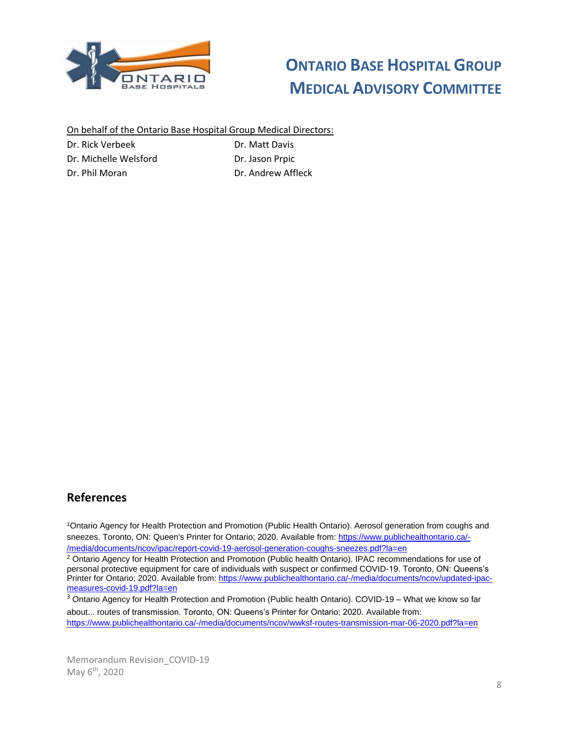# ONTARIO BASE HOSPITAL GROUP MEDICAL ADVISORY COMMITTEE

On behalf of the Ontario Base Hospital Group Medical Directors:

Dr. Rick Verbeek
Dr. Michelle Welsford
Dr. Phil Moran
Dr. Matt Davis
Dr. Jason Prpic
Dr. Andrew Affleck

## References

[1]Ontario Agency for Health Protection and Promotion (Public Health Ontario). Aerosol generation from coughs and sneezes. Toronto, ON: Queen's Printer for Ontario; 2020. Available from: https://www.publichealthontario.ca/-/media/documents/ncov/ipac/report-covid-19-aerosol-generation-coughs-sneezes.pdf?la=en

[2] Ontario Agency for Health Protection and Promotion (Public health Ontario). IPAC recommendations for use of personal protective equipment for care of individuals with suspect or confirmed COVID-19. Toronto, ON: Queens's Printer for Ontario; 2020. Available from: https://www.publichealthontario.ca/-/media/documents/ncov/updated-ipac-measures-covid-19.pdf?la=en

[3] Ontario Agency for Health Protection and Promotion (Public health Ontario). COVID-19 – What we know so far about... routes of transmission. Toronto, ON: Queens's Printer for Ontario; 2020. Available from: https://www.publichealthontario.ca/-/media/documents/ncov/wwksf-routes-transmission-mar-06-2020.pdf?la=en

Memorandum Revision_COVID-19
May 6th, 2020